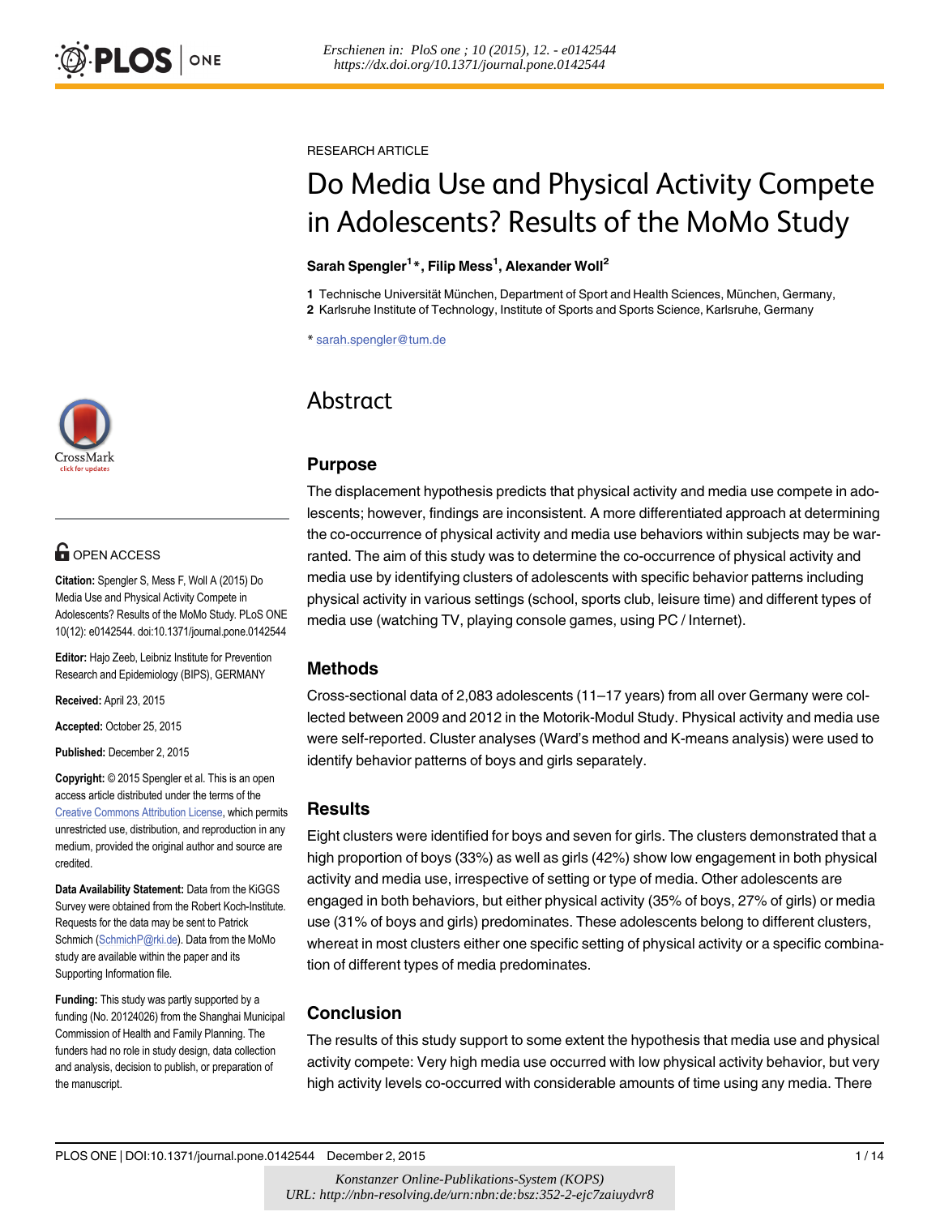Erschienen in: PloS one ; 10 (2015), 12. - e0142544
https://dx.doi.org/10.1371/journal.pone.0142544

RESEARCH ARTICLE

# Do Media Use and Physical Activity Compete in Adolescents? Results of the MoMo Study

**Sarah Spengler[1]\*, Filip Mess[1], Alexander Woll[2]**

**1** Technische Universität München, Department of Sport and Health Sciences, München, Germany,
**2** Karlsruhe Institute of Technology, Institute of Sports and Sports Science, Karlsruhe, Germany

\* sarah.spengler@tum.de

OPEN ACCESS

**Citation:** Spengler S, Mess F, Woll A (2015) Do Media Use and Physical Activity Compete in Adolescents? Results of the MoMo Study. PLoS ONE 10(12): e0142544. doi:10.1371/journal.pone.0142544

**Editor:** Hajo Zeeb, Leibniz Institute for Prevention Research and Epidemiology (BIPS), GERMANY

**Received:** April 23, 2015

**Accepted:** October 25, 2015

**Published:** December 2, 2015

**Copyright:** © 2015 Spengler et al. This is an open access article distributed under the terms of the Creative Commons Attribution License, which permits unrestricted use, distribution, and reproduction in any medium, provided the original author and source are credited.

**Data Availability Statement:** Data from the KiGGS Survey were obtained from the Robert Koch-Institute. Requests for the data may be sent to Patrick Schmich (SchmichP@rki.de). Data from the MoMo study are available within the paper and its Supporting Information file.

**Funding:** This study was partly supported by a funding (No. 20124026) from the Shanghai Municipal Commission of Health and Family Planning. The funders had no role in study design, data collection and analysis, decision to publish, or preparation of the manuscript.

## Abstract

### Purpose

The displacement hypothesis predicts that physical activity and media use compete in adolescents; however, findings are inconsistent. A more differentiated approach at determining the co-occurrence of physical activity and media use behaviors within subjects may be warranted. The aim of this study was to determine the co-occurrence of physical activity and media use by identifying clusters of adolescents with specific behavior patterns including physical activity in various settings (school, sports club, leisure time) and different types of media use (watching TV, playing console games, using PC / Internet).

### Methods

Cross-sectional data of 2,083 adolescents (11–17 years) from all over Germany were collected between 2009 and 2012 in the Motorik-Modul Study. Physical activity and media use were self-reported. Cluster analyses (Ward's method and K-means analysis) were used to identify behavior patterns of boys and girls separately.

### Results

Eight clusters were identified for boys and seven for girls. The clusters demonstrated that a high proportion of boys (33%) as well as girls (42%) show low engagement in both physical activity and media use, irrespective of setting or type of media. Other adolescents are engaged in both behaviors, but either physical activity (35% of boys, 27% of girls) or media use (31% of boys and girls) predominates. These adolescents belong to different clusters, whereat in most clusters either one specific setting of physical activity or a specific combination of different types of media predominates.

### Conclusion

The results of this study support to some extent the hypothesis that media use and physical activity compete: Very high media use occurred with low physical activity behavior, but very high activity levels co-occurred with considerable amounts of time using any media. There

Konstanzer Online-Publikations-System (KOPS)
URL: http://nbn-resolving.de/urn:nbn:de:bsz:352-2-ejc7zaiuydvr8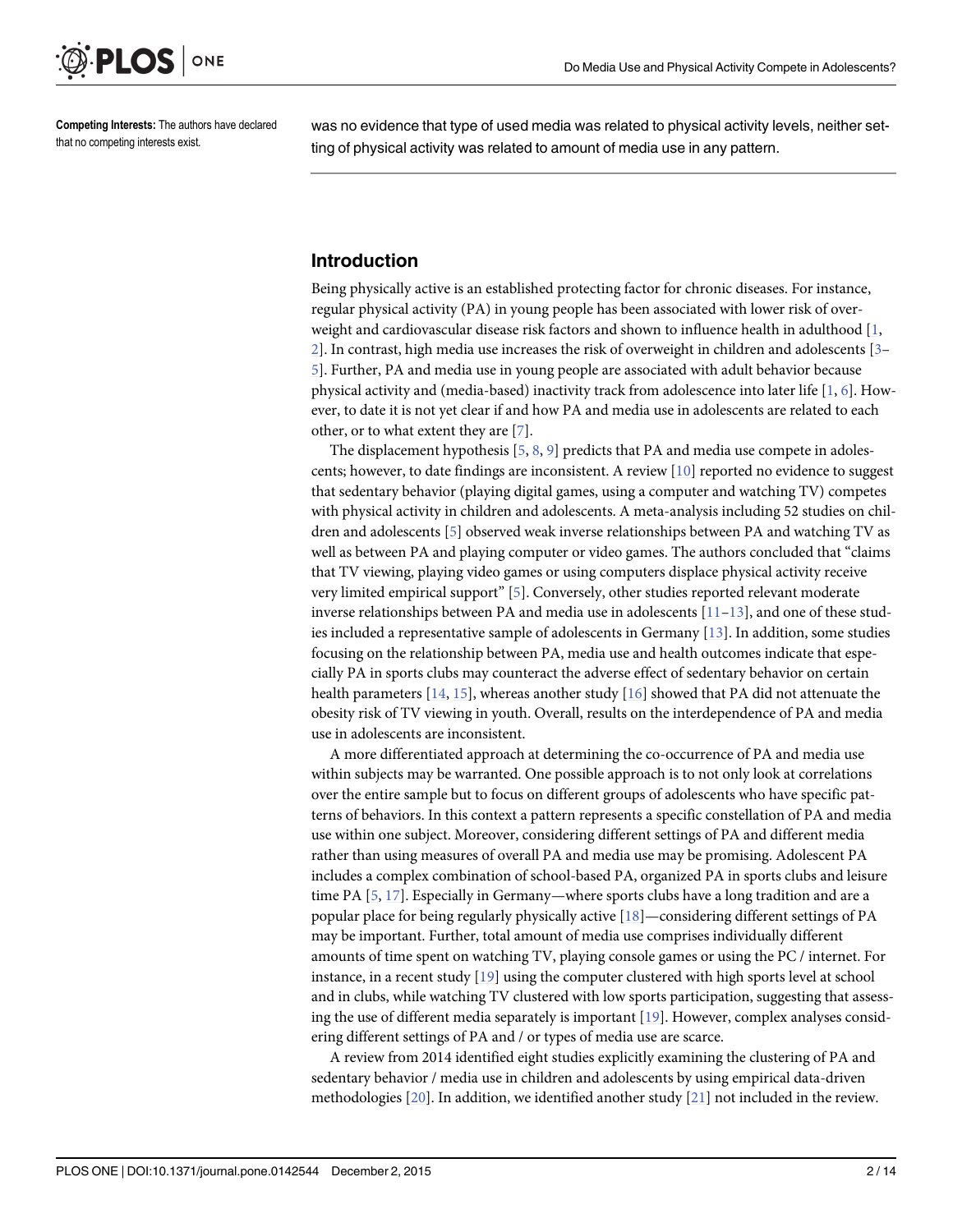**Competing Interests:** The authors have declared that no competing interests exist.

was no evidence that type of used media was related to physical activity levels, neither setting of physical activity was related to amount of media use in any pattern.

## Introduction

Being physically active is an established protecting factor for chronic diseases. For instance, regular physical activity (PA) in young people has been associated with lower risk of overweight and cardiovascular disease risk factors and shown to influence health in adulthood [1, 2]. In contrast, high media use increases the risk of overweight in children and adolescents [3–5]. Further, PA and media use in young people are associated with adult behavior because physical activity and (media-based) inactivity track from adolescence into later life [1, 6]. However, to date it is not yet clear if and how PA and media use in adolescents are related to each other, or to what extent they are [7].

The displacement hypothesis [5, 8, 9] predicts that PA and media use compete in adolescents; however, to date findings are inconsistent. A review [10] reported no evidence to suggest that sedentary behavior (playing digital games, using a computer and watching TV) competes with physical activity in children and adolescents. A meta-analysis including 52 studies on children and adolescents [5] observed weak inverse relationships between PA and watching TV as well as between PA and playing computer or video games. The authors concluded that "claims that TV viewing, playing video games or using computers displace physical activity receive very limited empirical support" [5]. Conversely, other studies reported relevant moderate inverse relationships between PA and media use in adolescents [11–13], and one of these studies included a representative sample of adolescents in Germany [13]. In addition, some studies focusing on the relationship between PA, media use and health outcomes indicate that especially PA in sports clubs may counteract the adverse effect of sedentary behavior on certain health parameters [14, 15], whereas another study [16] showed that PA did not attenuate the obesity risk of TV viewing in youth. Overall, results on the interdependence of PA and media use in adolescents are inconsistent.

A more differentiated approach at determining the co-occurrence of PA and media use within subjects may be warranted. One possible approach is to not only look at correlations over the entire sample but to focus on different groups of adolescents who have specific patterns of behaviors. In this context a pattern represents a specific constellation of PA and media use within one subject. Moreover, considering different settings of PA and different media rather than using measures of overall PA and media use may be promising. Adolescent PA includes a complex combination of school-based PA, organized PA in sports clubs and leisure time PA [5, 17]. Especially in Germany—where sports clubs have a long tradition and are a popular place for being regularly physically active [18]—considering different settings of PA may be important. Further, total amount of media use comprises individually different amounts of time spent on watching TV, playing console games or using the PC / internet. For instance, in a recent study [19] using the computer clustered with high sports level at school and in clubs, while watching TV clustered with low sports participation, suggesting that assessing the use of different media separately is important [19]. However, complex analyses considering different settings of PA and / or types of media use are scarce.

A review from 2014 identified eight studies explicitly examining the clustering of PA and sedentary behavior / media use in children and adolescents by using empirical data-driven methodologies [20]. In addition, we identified another study [21] not included in the review.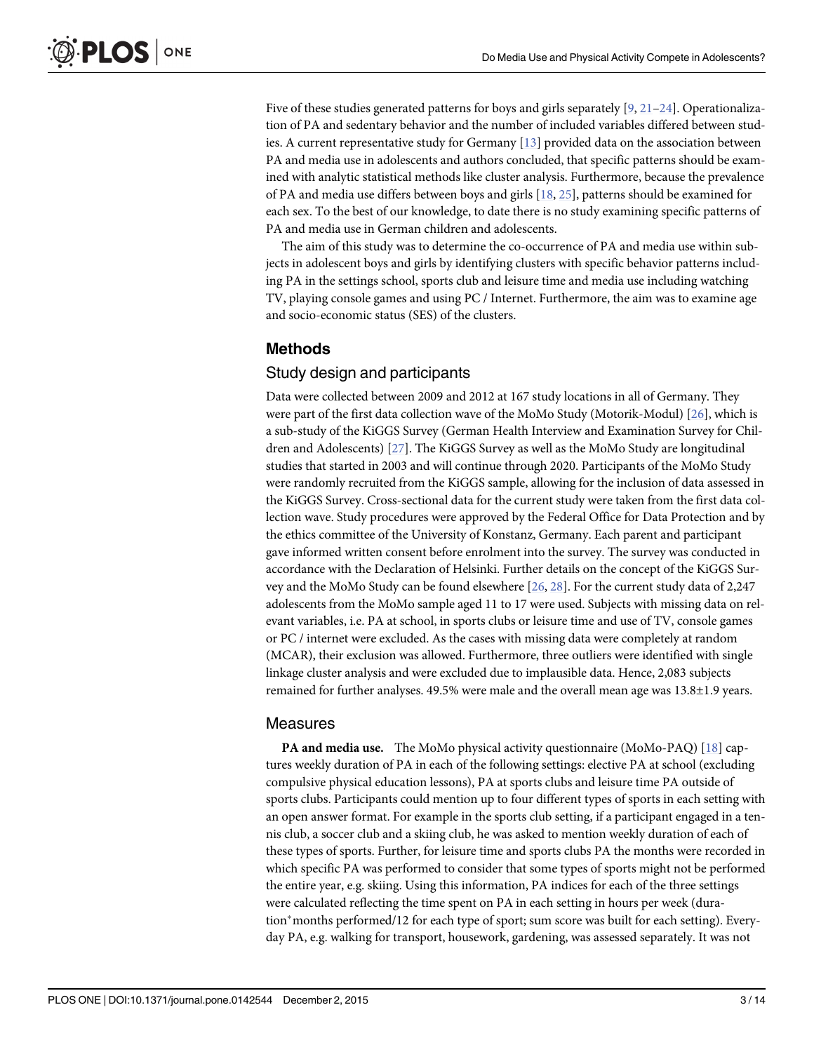Five of these studies generated patterns for boys and girls separately [9, 21–24]. Operationalization of PA and sedentary behavior and the number of included variables differed between studies. A current representative study for Germany [13] provided data on the association between PA and media use in adolescents and authors concluded, that specific patterns should be examined with analytic statistical methods like cluster analysis. Furthermore, because the prevalence of PA and media use differs between boys and girls [18, 25], patterns should be examined for each sex. To the best of our knowledge, to date there is no study examining specific patterns of PA and media use in German children and adolescents.

The aim of this study was to determine the co-occurrence of PA and media use within subjects in adolescent boys and girls by identifying clusters with specific behavior patterns including PA in the settings school, sports club and leisure time and media use including watching TV, playing console games and using PC / Internet. Furthermore, the aim was to examine age and socio-economic status (SES) of the clusters.

## Methods

### Study design and participants

Data were collected between 2009 and 2012 at 167 study locations in all of Germany. They were part of the first data collection wave of the MoMo Study (Motorik-Modul) [26], which is a sub-study of the KiGGS Survey (German Health Interview and Examination Survey for Children and Adolescents) [27]. The KiGGS Survey as well as the MoMo Study are longitudinal studies that started in 2003 and will continue through 2020. Participants of the MoMo Study were randomly recruited from the KiGGS sample, allowing for the inclusion of data assessed in the KiGGS Survey. Cross-sectional data for the current study were taken from the first data collection wave. Study procedures were approved by the Federal Office for Data Protection and by the ethics committee of the University of Konstanz, Germany. Each parent and participant gave informed written consent before enrolment into the survey. The survey was conducted in accordance with the Declaration of Helsinki. Further details on the concept of the KiGGS Survey and the MoMo Study can be found elsewhere [26, 28]. For the current study data of 2,247 adolescents from the MoMo sample aged 11 to 17 were used. Subjects with missing data on relevant variables, i.e. PA at school, in sports clubs or leisure time and use of TV, console games or PC / internet were excluded. As the cases with missing data were completely at random (MCAR), their exclusion was allowed. Furthermore, three outliers were identified with single linkage cluster analysis and were excluded due to implausible data. Hence, 2,083 subjects remained for further analyses. 49.5% were male and the overall mean age was 13.8±1.9 years.

### Measures

**PA and media use.** The MoMo physical activity questionnaire (MoMo-PAQ) [18] captures weekly duration of PA in each of the following settings: elective PA at school (excluding compulsive physical education lessons), PA at sports clubs and leisure time PA outside of sports clubs. Participants could mention up to four different types of sports in each setting with an open answer format. For example in the sports club setting, if a participant engaged in a tennis club, a soccer club and a skiing club, he was asked to mention weekly duration of each of these types of sports. Further, for leisure time and sports clubs PA the months were recorded in which specific PA was performed to consider that some types of sports might not be performed the entire year, e.g. skiing. Using this information, PA indices for each of the three settings were calculated reflecting the time spent on PA in each setting in hours per week (duration*months performed/12 for each type of sport; sum score was built for each setting). Everyday PA, e.g. walking for transport, housework, gardening, was assessed separately. It was not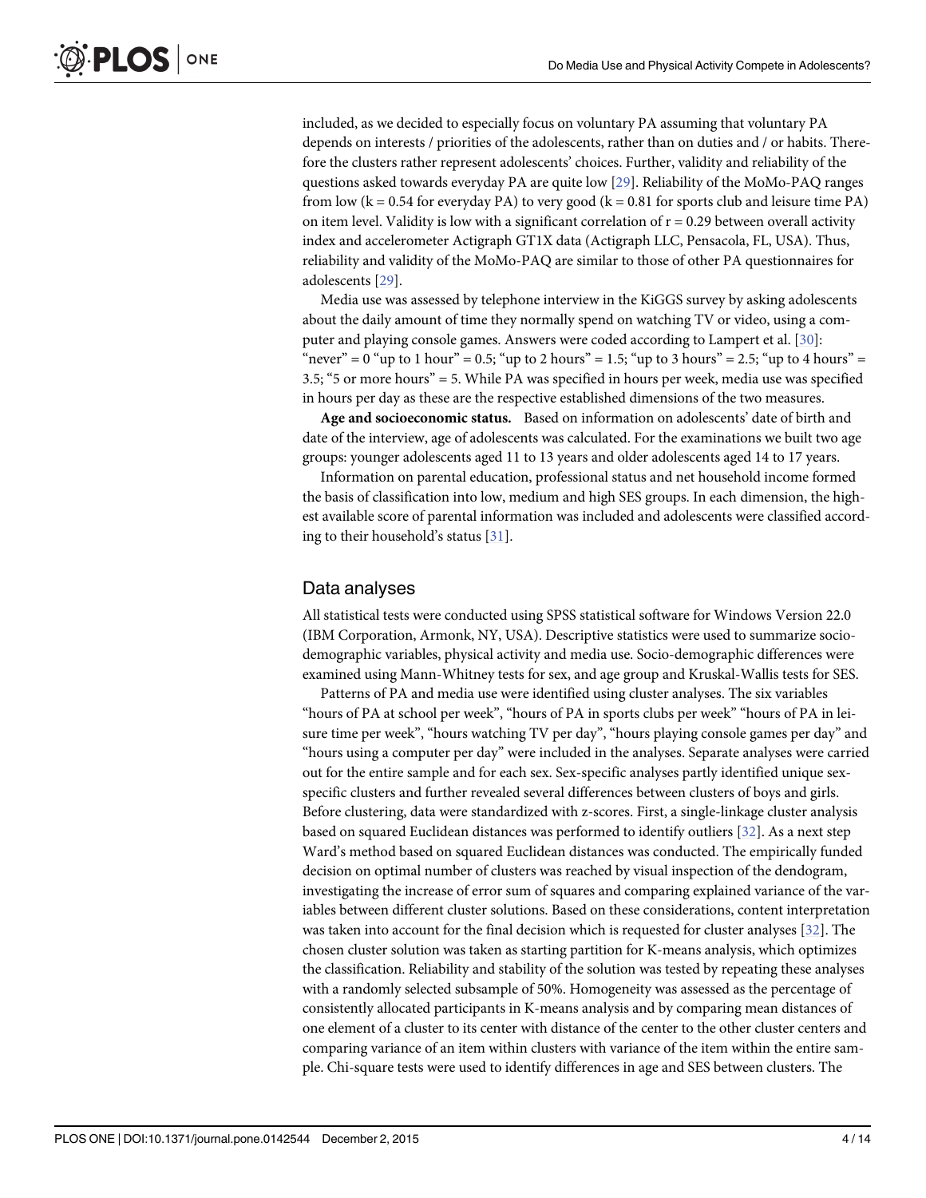included, as we decided to especially focus on voluntary PA assuming that voluntary PA depends on interests / priorities of the adolescents, rather than on duties and / or habits. Therefore the clusters rather represent adolescents' choices. Further, validity and reliability of the questions asked towards everyday PA are quite low [29]. Reliability of the MoMo-PAQ ranges from low (k = 0.54 for everyday PA) to very good (k = 0.81 for sports club and leisure time PA) on item level. Validity is low with a significant correlation of r = 0.29 between overall activity index and accelerometer Actigraph GT1X data (Actigraph LLC, Pensacola, FL, USA). Thus, reliability and validity of the MoMo-PAQ are similar to those of other PA questionnaires for adolescents [29].

Media use was assessed by telephone interview in the KiGGS survey by asking adolescents about the daily amount of time they normally spend on watching TV or video, using a computer and playing console games. Answers were coded according to Lampert et al. [30]: "never" = 0 "up to 1 hour" = 0.5; "up to 2 hours" = 1.5; "up to 3 hours" = 2.5; "up to 4 hours" = 3.5; "5 or more hours" = 5. While PA was specified in hours per week, media use was specified in hours per day as these are the respective established dimensions of the two measures.

**Age and socioeconomic status.** Based on information on adolescents' date of birth and date of the interview, age of adolescents was calculated. For the examinations we built two age groups: younger adolescents aged 11 to 13 years and older adolescents aged 14 to 17 years.

Information on parental education, professional status and net household income formed the basis of classification into low, medium and high SES groups. In each dimension, the highest available score of parental information was included and adolescents were classified according to their household's status [31].

## Data analyses

All statistical tests were conducted using SPSS statistical software for Windows Version 22.0 (IBM Corporation, Armonk, NY, USA). Descriptive statistics were used to summarize sociodemographic variables, physical activity and media use. Socio-demographic differences were examined using Mann-Whitney tests for sex, and age group and Kruskal-Wallis tests for SES.

Patterns of PA and media use were identified using cluster analyses. The six variables "hours of PA at school per week", "hours of PA in sports clubs per week" "hours of PA in leisure time per week", "hours watching TV per day", "hours playing console games per day" and "hours using a computer per day" were included in the analyses. Separate analyses were carried out for the entire sample and for each sex. Sex-specific analyses partly identified unique sex-specific clusters and further revealed several differences between clusters of boys and girls. Before clustering, data were standardized with z-scores. First, a single-linkage cluster analysis based on squared Euclidean distances was performed to identify outliers [32]. As a next step Ward's method based on squared Euclidean distances was conducted. The empirically funded decision on optimal number of clusters was reached by visual inspection of the dendogram, investigating the increase of error sum of squares and comparing explained variance of the variables between different cluster solutions. Based on these considerations, content interpretation was taken into account for the final decision which is requested for cluster analyses [32]. The chosen cluster solution was taken as starting partition for K-means analysis, which optimizes the classification. Reliability and stability of the solution was tested by repeating these analyses with a randomly selected subsample of 50%. Homogeneity was assessed as the percentage of consistently allocated participants in K-means analysis and by comparing mean distances of one element of a cluster to its center with distance of the center to the other cluster centers and comparing variance of an item within clusters with variance of the item within the entire sample. Chi-square tests were used to identify differences in age and SES between clusters. The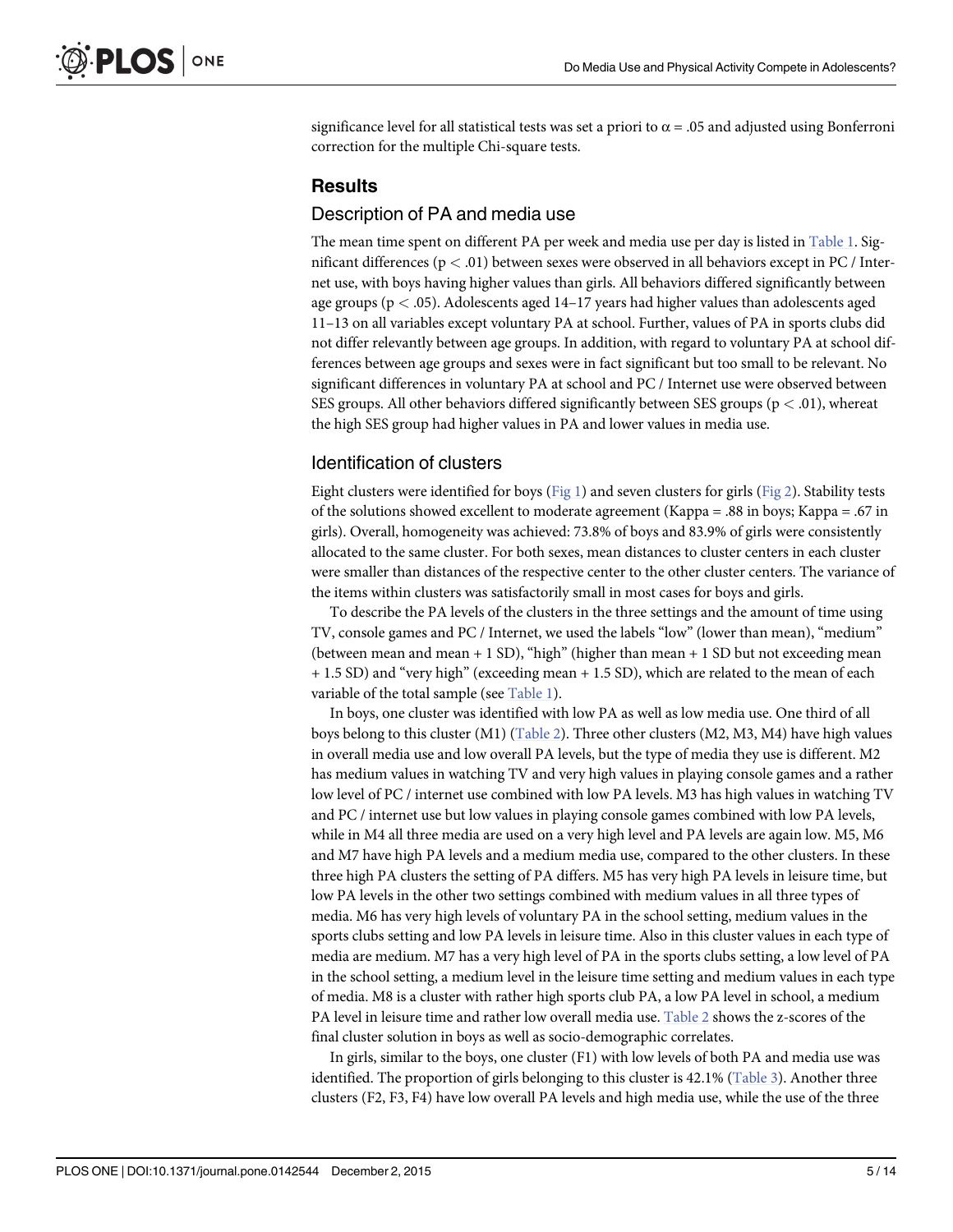significance level for all statistical tests was set a priori to $\alpha = .05$ and adjusted using Bonferroni correction for the multiple Chi-square tests.

## Results

### Description of PA and media use

The mean time spent on different PA per week and media use per day is listed in Table 1. Significant differences ($p < .01$) between sexes were observed in all behaviors except in PC / Internet use, with boys having higher values than girls. All behaviors differed significantly between age groups ($p < .05$). Adolescents aged 14–17 years had higher values than adolescents aged 11–13 on all variables except voluntary PA at school. Further, values of PA in sports clubs did not differ relevantly between age groups. In addition, with regard to voluntary PA at school differences between age groups and sexes were in fact significant but too small to be relevant. No significant differences in voluntary PA at school and PC / Internet use were observed between SES groups. All other behaviors differed significantly between SES groups ($p < .01$), whereat the high SES group had higher values in PA and lower values in media use.

### Identification of clusters

Eight clusters were identified for boys (Fig 1) and seven clusters for girls (Fig 2). Stability tests of the solutions showed excellent to moderate agreement (Kappa = .88 in boys; Kappa = .67 in girls). Overall, homogeneity was achieved: 73.8% of boys and 83.9% of girls were consistently allocated to the same cluster. For both sexes, mean distances to cluster centers in each cluster were smaller than distances of the respective center to the other cluster centers. The variance of the items within clusters was satisfactorily small in most cases for boys and girls.

To describe the PA levels of the clusters in the three settings and the amount of time using TV, console games and PC / Internet, we used the labels "low" (lower than mean), "medium" (between mean and mean + 1 SD), "high" (higher than mean + 1 SD but not exceeding mean + 1.5 SD) and "very high" (exceeding mean + 1.5 SD), which are related to the mean of each variable of the total sample (see Table 1).

In boys, one cluster was identified with low PA as well as low media use. One third of all boys belong to this cluster (M1) (Table 2). Three other clusters (M2, M3, M4) have high values in overall media use and low overall PA levels, but the type of media they use is different. M2 has medium values in watching TV and very high values in playing console games and a rather low level of PC / internet use combined with low PA levels. M3 has high values in watching TV and PC / internet use but low values in playing console games combined with low PA levels, while in M4 all three media are used on a very high level and PA levels are again low. M5, M6 and M7 have high PA levels and a medium media use, compared to the other clusters. In these three high PA clusters the setting of PA differs. M5 has very high PA levels in leisure time, but low PA levels in the other two settings combined with medium values in all three types of media. M6 has very high levels of voluntary PA in the school setting, medium values in the sports clubs setting and low PA levels in leisure time. Also in this cluster values in each type of media are medium. M7 has a very high level of PA in the sports clubs setting, a low level of PA in the school setting, a medium level in the leisure time setting and medium values in each type of media. M8 is a cluster with rather high sports club PA, a low PA level in school, a medium PA level in leisure time and rather low overall media use. Table 2 shows the z-scores of the final cluster solution in boys as well as socio-demographic correlates.

In girls, similar to the boys, one cluster (F1) with low levels of both PA and media use was identified. The proportion of girls belonging to this cluster is 42.1% (Table 3). Another three clusters (F2, F3, F4) have low overall PA levels and high media use, while the use of the three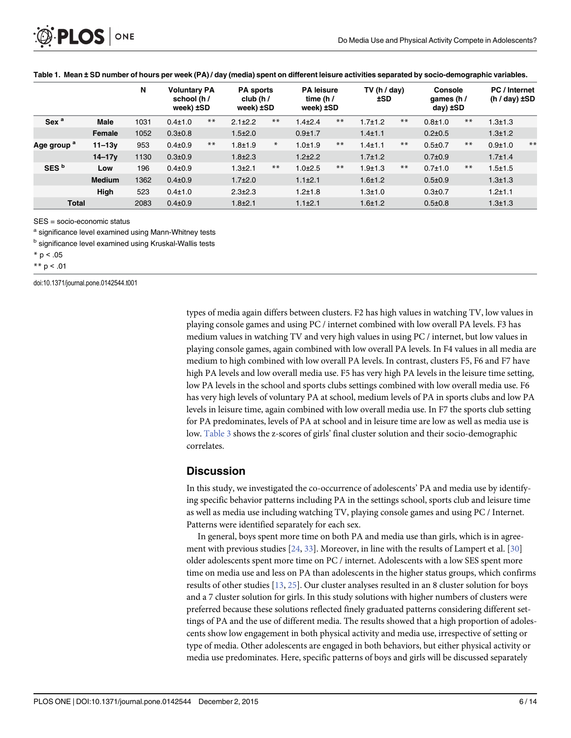Table 1. Mean ± SD number of hours per week (PA) / day (media) spent on different leisure activities separated by socio-demographic variables.

| | | N | Voluntary PA school (h / week) ±SD | | PA sports club (h / week) ±SD | | PA leisure time (h / week) ±SD | | TV (h / day) ±SD | | Console games (h / day) ±SD | | PC / Internet (h / day) ±SD | |
|---|---|---|---|---|---|---|---|---|---|---|---|---|---|---|
| Sex [a] | Male | 1031 | 0.4±1.0 | ** | 2.1±2.2 | ** | 1.4±2.4 | ** | 1.7±1.2 | ** | 0.8±1.0 | ** | 1.3±1.3 | |
| | Female | 1052 | 0.3±0.8 | | 1.5±2.0 | | 0.9±1.7 | | 1.4±1.1 | | 0.2±0.5 | | 1.3±1.2 | |
| Age group [a] | 11–13y | 953 | 0.4±0.9 | ** | 1.8±1.9 | * | 1.0±1.9 | ** | 1.4±1.1 | ** | 0.5±0.7 | ** | 0.9±1.0 | ** |
| | 14–17y | 1130 | 0.3±0.9 | | 1.8±2.3 | | 1.2±2.2 | | 1.7±1.2 | | 0.7±0.9 | | 1.7±1.4 | |
| SES [b] | Low | 196 | 0.4±0.9 | | 1.3±2.1 | ** | 1.0±2.5 | ** | 1.9±1.3 | ** | 0.7±1.0 | ** | 1.5±1.5 | |
| | Medium | 1362 | 0.4±0.9 | | 1.7±2.0 | | 1.1±2.1 | | 1.6±1.2 | | 0.5±0.9 | | 1.3±1.3 | |
| | High | 523 | 0.4±1.0 | | 2.3±2.3 | | 1.2±1.8 | | 1.3±1.0 | | 0.3±0.7 | | 1.2±1.1 | |
| Total | | 2083 | 0.4±0.9 | | 1.8±2.1 | | 1.1±2.1 | | 1.6±1.2 | | 0.5±0.8 | | 1.3±1.3 | |

SES = socio-economic status

[a] significance level examined using Mann-Whitney tests

[b] significance level examined using Kruskal-Wallis tests

* $p < .05$

** $p < .01$

doi:10.1371/journal.pone.0142544.t001

types of media again differs between clusters. F2 has high values in watching TV, low values in playing console games and using PC / internet combined with low overall PA levels. F3 has medium values in watching TV and very high values in using PC / internet, but low values in playing console games, again combined with low overall PA levels. In F4 values in all media are medium to high combined with low overall PA levels. In contrast, clusters F5, F6 and F7 have high PA levels and low overall media use. F5 has very high PA levels in the leisure time setting, low PA levels in the school and sports clubs settings combined with low overall media use. F6 has very high levels of voluntary PA at school, medium levels of PA in sports clubs and low PA levels in leisure time, again combined with low overall media use. In F7 the sports club setting for PA predominates, levels of PA at school and in leisure time are low as well as media use is low. Table 3 shows the z-scores of girls' final cluster solution and their socio-demographic correlates.

## Discussion

In this study, we investigated the co-occurrence of adolescents' PA and media use by identifying specific behavior patterns including PA in the settings school, sports club and leisure time as well as media use including watching TV, playing console games and using PC / Internet. Patterns were identified separately for each sex.

In general, boys spent more time on both PA and media use than girls, which is in agreement with previous studies [24, 33]. Moreover, in line with the results of Lampert et al. [30] older adolescents spent more time on PC / internet. Adolescents with a low SES spent more time on media use and less on PA than adolescents in the higher status groups, which confirms results of other studies [13, 25]. Our cluster analyses resulted in an 8 cluster solution for boys and a 7 cluster solution for girls. In this study solutions with higher numbers of clusters were preferred because these solutions reflected finely graduated patterns considering different settings of PA and the use of different media. The results showed that a high proportion of adolescents show low engagement in both physical activity and media use, irrespective of setting or type of media. Other adolescents are engaged in both behaviors, but either physical activity or media use predominates. Here, specific patterns of boys and girls will be discussed separately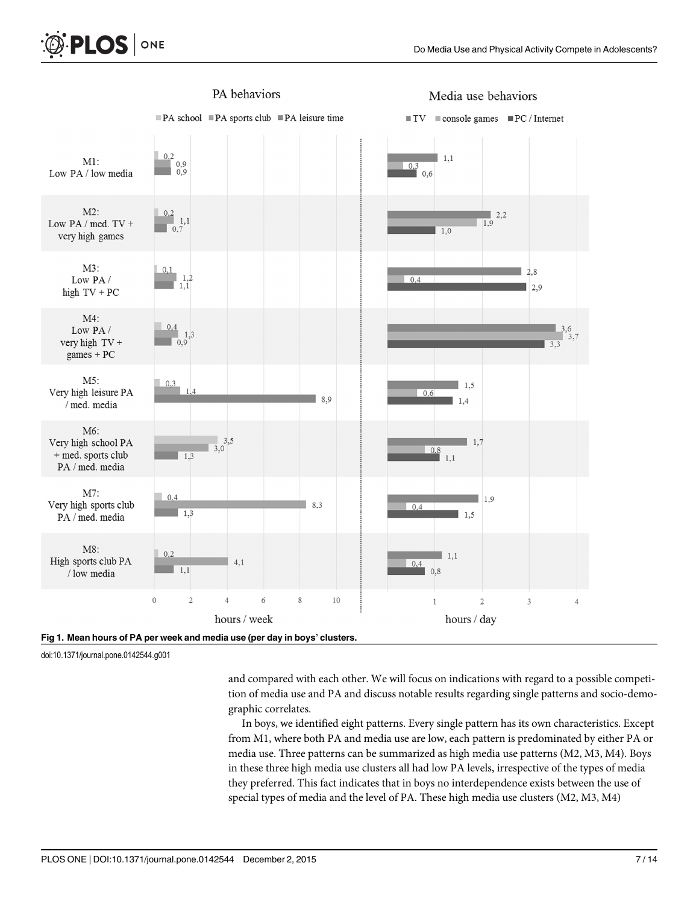Fig 1. Mean hours of PA per week and media use (per day in boys' clusters.

doi:10.1371/journal.pone.0142544.g001

and compared with each other. We will focus on indications with regard to a possible competition of media use and PA and discuss notable results regarding single patterns and socio-demographic correlates.

In boys, we identified eight patterns. Every single pattern has its own characteristics. Except from M1, where both PA and media use are low, each pattern is predominated by either PA or media use. Three patterns can be summarized as high media use patterns (M2, M3, M4). Boys in these three high media use clusters all had low PA levels, irrespective of the types of media they preferred. This fact indicates that in boys no interdependence exists between the use of special types of media and the level of PA. These high media use clusters (M2, M3, M4)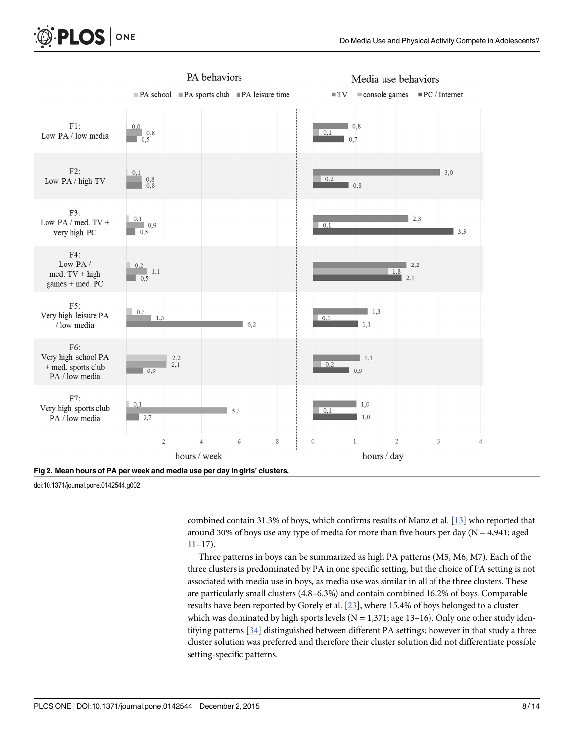Fig 2. Mean hours of PA per week and media use per day in girls' clusters.

doi:10.1371/journal.pone.0142544.g002

combined contain 31.3% of boys, which confirms results of Manz et al. [13] who reported that around 30% of boys use any type of media for more than five hours per day (N = 4,941; aged 11–17).

Three patterns in boys can be summarized as high PA patterns (M5, M6, M7). Each of the three clusters is predominated by PA in one specific setting, but the choice of PA setting is not associated with media use in boys, as media use was similar in all of the three clusters. These are particularly small clusters (4.8–6.3%) and contain combined 16.2% of boys. Comparable results have been reported by Gorely et al. [23], where 15.4% of boys belonged to a cluster which was dominated by high sports levels (N = 1,371; age 13–16). Only one other study identifying patterns [34] distinguished between different PA settings; however in that study a three cluster solution was preferred and therefore their cluster solution did not differentiate possible setting-specific patterns.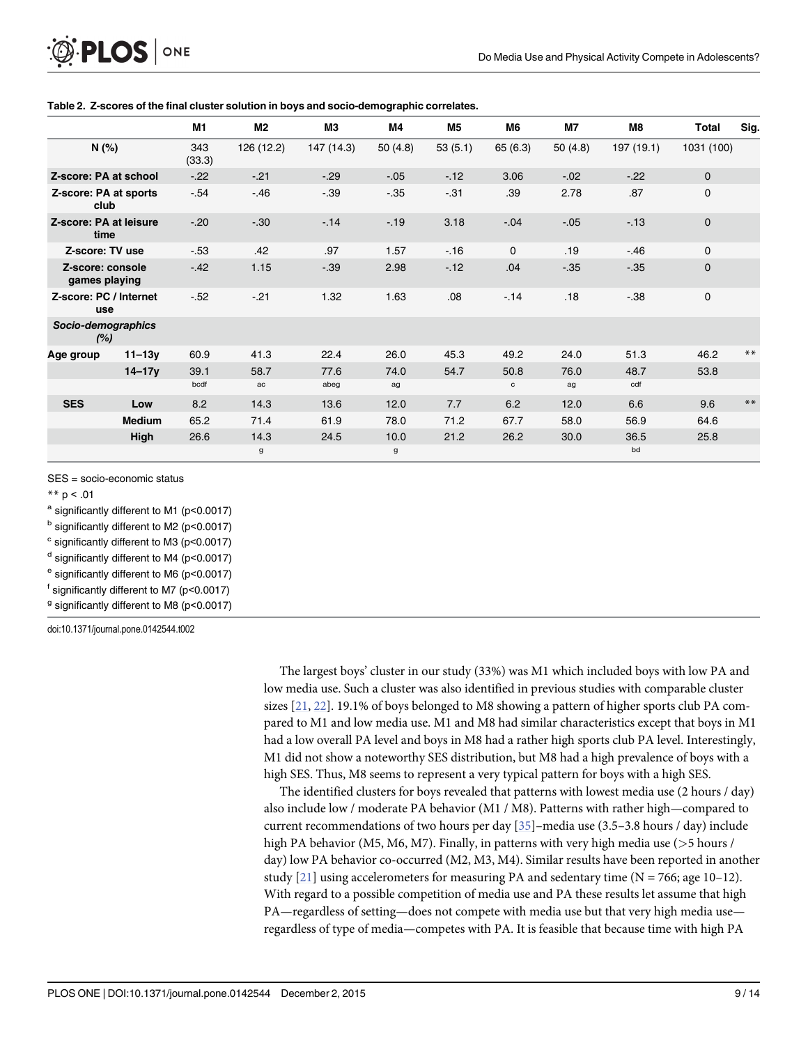**Table 2. Z-scores of the final cluster solution in boys and socio-demographic correlates.**

| | | M1 | M2 | M3 | M4 | M5 | M6 | M7 | M8 | Total | Sig. |
|---|---|---|---|---|---|---|---|---|---|---|---|
| N (%) | | 343 (33.3) | 126 (12.2) | 147 (14.3) | 50 (4.8) | 53 (5.1) | 65 (6.3) | 50 (4.8) | 197 (19.1) | 1031 (100) | |
| Z-score: PA at school | | -.22 | -.21 | -.29 | -.05 | -.12 | 3.06 | -.02 | -.22 | 0 | |
| Z-score: PA at sports club | | -.54 | -.46 | -.39 | -.35 | -.31 | .39 | 2.78 | .87 | 0 | |
| Z-score: PA at leisure time | | -.20 | -.30 | -.14 | -.19 | 3.18 | -.04 | -.05 | -.13 | 0 | |
| Z-score: TV use | | -.53 | .42 | .97 | 1.57 | -.16 | 0 | .19 | -.46 | 0 | |
| Z-score: console games playing | | -.42 | 1.15 | -.39 | 2.98 | -.12 | .04 | -.35 | -.35 | 0 | |
| Z-score: PC / Internet use | | -.52 | -.21 | 1.32 | 1.63 | .08 | -.14 | .18 | -.38 | 0 | |
| *Socio-demographics (%)* | | | | | | | | | | | |
| Age group | 11–13y | 60.9 | 41.3 | 22.4 | 26.0 | 45.3 | 49.2 | 24.0 | 51.3 | 46.2 | ** |
| | 14–17y | 39.1 | 58.7 | 77.6 | 74.0 | 54.7 | 50.8 | 76.0 | 48.7 | 53.8 | |
| | | bcdf | ac | abeg | ag | | c | ag | cdf | | |
| SES | Low | 8.2 | 14.3 | 13.6 | 12.0 | 7.7 | 6.2 | 12.0 | 6.6 | 9.6 | ** |
| | Medium | 65.2 | 71.4 | 61.9 | 78.0 | 71.2 | 67.7 | 58.0 | 56.9 | 64.6 | |
| | High | 26.6 | 14.3 | 24.5 | 10.0 | 21.2 | 26.2 | 30.0 | 36.5 | 25.8 | |
| | | | g | | g | | | | bd | | |

SES = socio-economic status

** $p < .01$

[a] significantly different to M1 ($p<0.0017$)

[b] significantly different to M2 ($p<0.0017$)

[c] significantly different to M3 ($p<0.0017$)

[d] significantly different to M4 ($p<0.0017$)

[e] significantly different to M6 ($p<0.0017$)

[f] significantly different to M7 ($p<0.0017$)

[g] significantly different to M8 ($p<0.0017$)

doi:10.1371/journal.pone.0142544.t002

The largest boys' cluster in our study (33%) was M1 which included boys with low PA and low media use. Such a cluster was also identified in previous studies with comparable cluster sizes [21, 22]. 19.1% of boys belonged to M8 showing a pattern of higher sports club PA compared to M1 and low media use. M1 and M8 had similar characteristics except that boys in M1 had a low overall PA level and boys in M8 had a rather high sports club PA level. Interestingly, M1 did not show a noteworthy SES distribution, but M8 had a high prevalence of boys with a high SES. Thus, M8 seems to represent a very typical pattern for boys with a high SES.

The identified clusters for boys revealed that patterns with lowest media use (2 hours / day) also include low / moderate PA behavior (M1 / M8). Patterns with rather high—compared to current recommendations of two hours per day [35]–media use (3.5–3.8 hours / day) include high PA behavior (M5, M6, M7). Finally, in patterns with very high media use (>5 hours / day) low PA behavior co-occurred (M2, M3, M4). Similar results have been reported in another study [21] using accelerometers for measuring PA and sedentary time (N = 766; age 10–12). With regard to a possible competition of media use and PA these results let assume that high PA—regardless of setting—does not compete with media use but that very high media use—regardless of type of media—competes with PA. It is feasible that because time with high PA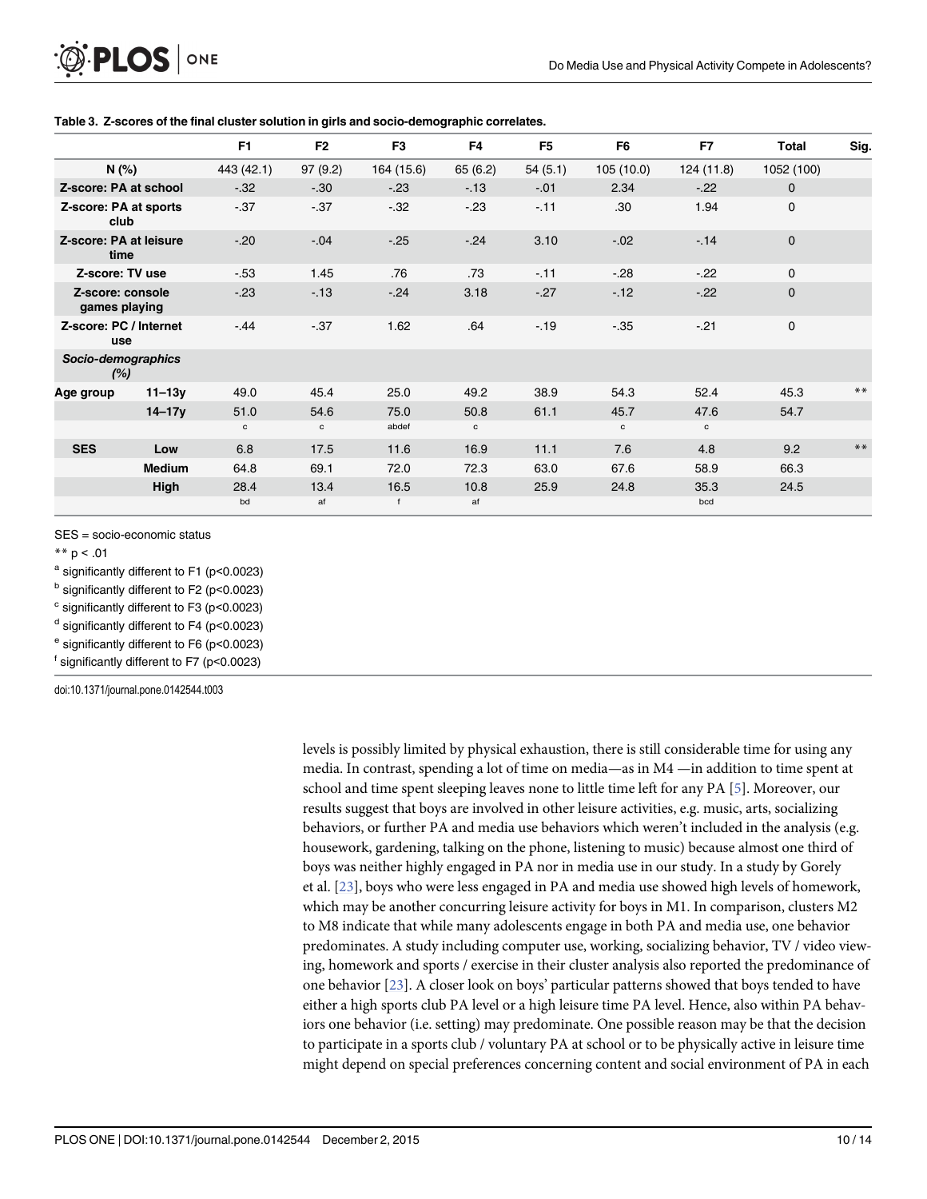**Table 3. Z-scores of the final cluster solution in girls and socio-demographic correlates.**

| | | F1 | F2 | F3 | F4 | F5 | F6 | F7 | Total | Sig. |
|---|---|---|---|---|---|---|---|---|---|---|
| N (%) | | 443 (42.1) | 97 (9.2) | 164 (15.6) | 65 (6.2) | 54 (5.1) | 105 (10.0) | 124 (11.8) | 1052 (100) | |
| Z-score: PA at school | | -.32 | -.30 | -.23 | -.13 | -.01 | 2.34 | -.22 | 0 | |
| Z-score: PA at sports club | | -.37 | -.37 | -.32 | -.23 | -.11 | .30 | 1.94 | 0 | |
| Z-score: PA at leisure time | | -.20 | -.04 | -.25 | -.24 | 3.10 | -.02 | -.14 | 0 | |
| Z-score: TV use | | -.53 | 1.45 | .76 | .73 | -.11 | -.28 | -.22 | 0 | |
| Z-score: console games playing | | -.23 | -.13 | -.24 | 3.18 | -.27 | -.12 | -.22 | 0 | |
| Z-score: PC / Internet use | | -.44 | -.37 | 1.62 | .64 | -.19 | -.35 | -.21 | 0 | |
| *Socio-demographics (%)* | | | | | | | | | | |
| Age group | 11–13y | 49.0 | 45.4 | 25.0 | 49.2 | 38.9 | 54.3 | 52.4 | 45.3 | ** |
| | 14–17y | 51.0 | 54.6 | 75.0 | 50.8 | 61.1 | 45.7 | 47.6 | 54.7 | |
| | | c | c | abdef | c | | c | c | | |
| SES | Low | 6.8 | 17.5 | 11.6 | 16.9 | 11.1 | 7.6 | 4.8 | 9.2 | ** |
| | Medium | 64.8 | 69.1 | 72.0 | 72.3 | 63.0 | 67.6 | 58.9 | 66.3 | |
| | High | 28.4 | 13.4 | 16.5 | 10.8 | 25.9 | 24.8 | 35.3 | 24.5 | |
| | | bd | af | f | af | | | bcd | | |

SES = socio-economic status

** p < .01

[a] significantly different to F1 (p<0.0023)

[b] significantly different to F2 (p<0.0023)

[c] significantly different to F3 (p<0.0023)

[d] significantly different to F4 (p<0.0023)

[e] significantly different to F6 (p<0.0023)

[f] significantly different to F7 (p<0.0023)

doi:10.1371/journal.pone.0142544.t003

levels is possibly limited by physical exhaustion, there is still considerable time for using any media. In contrast, spending a lot of time on media—as in M4 —in addition to time spent at school and time spent sleeping leaves none to little time left for any PA [5]. Moreover, our results suggest that boys are involved in other leisure activities, e.g. music, arts, socializing behaviors, or further PA and media use behaviors which weren't included in the analysis (e.g. housework, gardening, talking on the phone, listening to music) because almost one third of boys was neither highly engaged in PA nor in media use in our study. In a study by Gorely et al. [23], boys who were less engaged in PA and media use showed high levels of homework, which may be another concurring leisure activity for boys in M1. In comparison, clusters M2 to M8 indicate that while many adolescents engage in both PA and media use, one behavior predominates. A study including computer use, working, socializing behavior, TV / video viewing, homework and sports / exercise in their cluster analysis also reported the predominance of one behavior [23]. A closer look on boys' particular patterns showed that boys tended to have either a high sports club PA level or a high leisure time PA level. Hence, also within PA behaviors one behavior (i.e. setting) may predominate. One possible reason may be that the decision to participate in a sports club / voluntary PA at school or to be physically active in leisure time might depend on special preferences concerning content and social environment of PA in each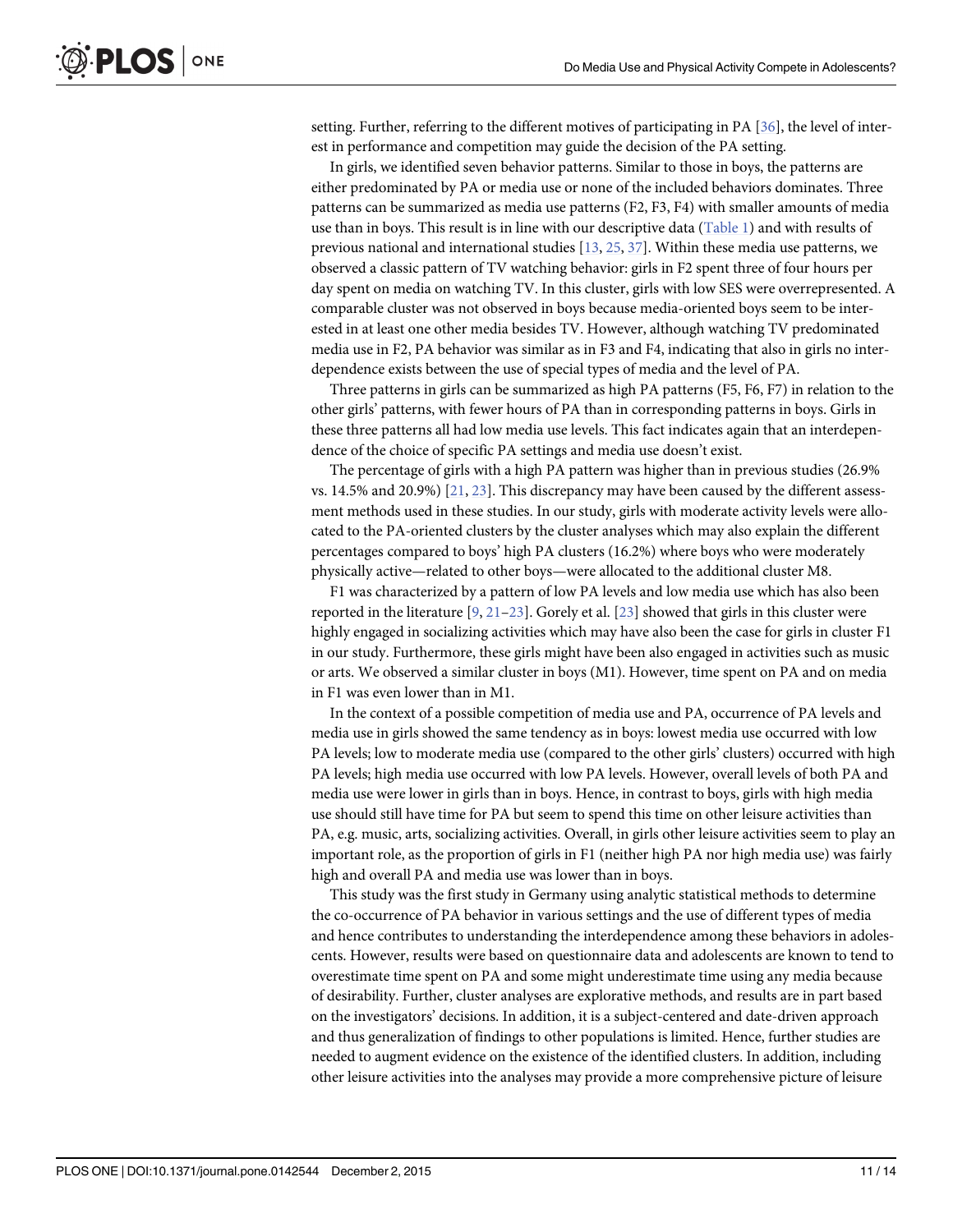setting. Further, referring to the different motives of participating in PA [36], the level of interest in performance and competition may guide the decision of the PA setting.

In girls, we identified seven behavior patterns. Similar to those in boys, the patterns are either predominated by PA or media use or none of the included behaviors dominates. Three patterns can be summarized as media use patterns (F2, F3, F4) with smaller amounts of media use than in boys. This result is in line with our descriptive data (Table 1) and with results of previous national and international studies [13, 25, 37]. Within these media use patterns, we observed a classic pattern of TV watching behavior: girls in F2 spent three of four hours per day spent on media on watching TV. In this cluster, girls with low SES were overrepresented. A comparable cluster was not observed in boys because media-oriented boys seem to be interested in at least one other media besides TV. However, although watching TV predominated media use in F2, PA behavior was similar as in F3 and F4, indicating that also in girls no interdependence exists between the use of special types of media and the level of PA.

Three patterns in girls can be summarized as high PA patterns (F5, F6, F7) in relation to the other girls' patterns, with fewer hours of PA than in corresponding patterns in boys. Girls in these three patterns all had low media use levels. This fact indicates again that an interdependence of the choice of specific PA settings and media use doesn't exist.

The percentage of girls with a high PA pattern was higher than in previous studies (26.9% vs. 14.5% and 20.9%) [21, 23]. This discrepancy may have been caused by the different assessment methods used in these studies. In our study, girls with moderate activity levels were allocated to the PA-oriented clusters by the cluster analyses which may also explain the different percentages compared to boys' high PA clusters (16.2%) where boys who were moderately physically active—related to other boys—were allocated to the additional cluster M8.

F1 was characterized by a pattern of low PA levels and low media use which has also been reported in the literature [9, 21–23]. Gorely et al. [23] showed that girls in this cluster were highly engaged in socializing activities which may have also been the case for girls in cluster F1 in our study. Furthermore, these girls might have been also engaged in activities such as music or arts. We observed a similar cluster in boys (M1). However, time spent on PA and on media in F1 was even lower than in M1.

In the context of a possible competition of media use and PA, occurrence of PA levels and media use in girls showed the same tendency as in boys: lowest media use occurred with low PA levels; low to moderate media use (compared to the other girls' clusters) occurred with high PA levels; high media use occurred with low PA levels. However, overall levels of both PA and media use were lower in girls than in boys. Hence, in contrast to boys, girls with high media use should still have time for PA but seem to spend this time on other leisure activities than PA, e.g. music, arts, socializing activities. Overall, in girls other leisure activities seem to play an important role, as the proportion of girls in F1 (neither high PA nor high media use) was fairly high and overall PA and media use was lower than in boys.

This study was the first study in Germany using analytic statistical methods to determine the co-occurrence of PA behavior in various settings and the use of different types of media and hence contributes to understanding the interdependence among these behaviors in adolescents. However, results were based on questionnaire data and adolescents are known to tend to overestimate time spent on PA and some might underestimate time using any media because of desirability. Further, cluster analyses are explorative methods, and results are in part based on the investigators' decisions. In addition, it is a subject-centered and date-driven approach and thus generalization of findings to other populations is limited. Hence, further studies are needed to augment evidence on the existence of the identified clusters. In addition, including other leisure activities into the analyses may provide a more comprehensive picture of leisure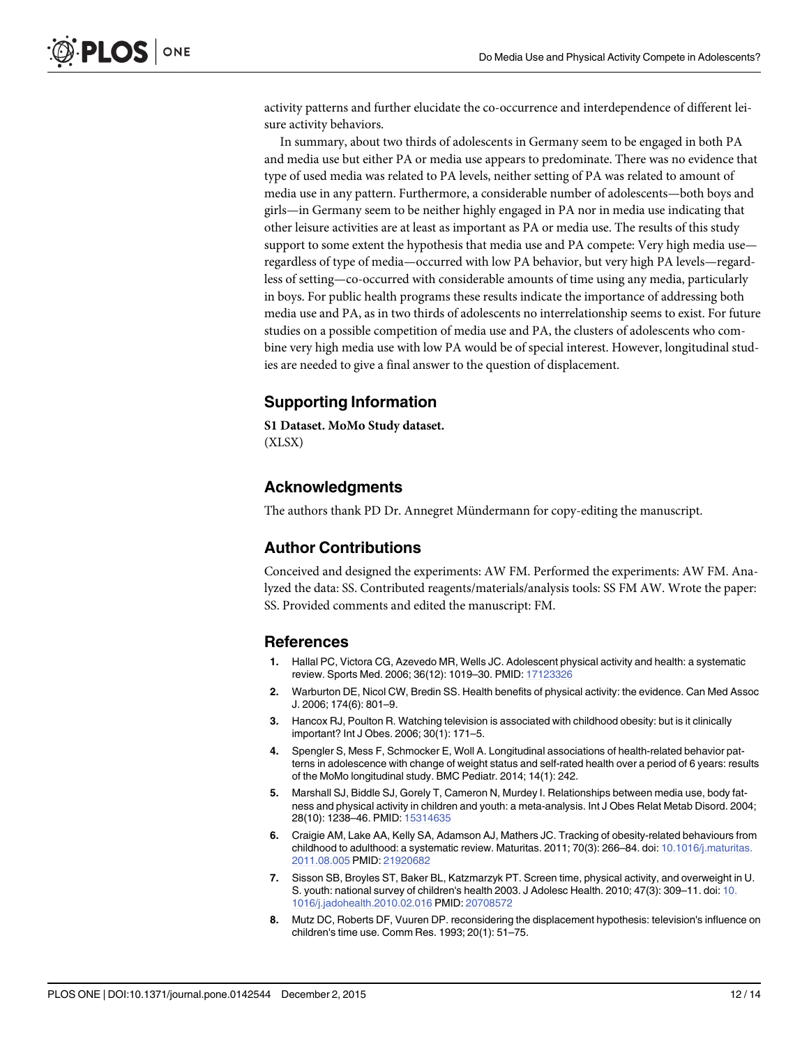activity patterns and further elucidate the co-occurrence and interdependence of different leisure activity behaviors.

In summary, about two thirds of adolescents in Germany seem to be engaged in both PA and media use but either PA or media use appears to predominate. There was no evidence that type of used media was related to PA levels, neither setting of PA was related to amount of media use in any pattern. Furthermore, a considerable number of adolescents—both boys and girls—in Germany seem to be neither highly engaged in PA nor in media use indicating that other leisure activities are at least as important as PA or media use. The results of this study support to some extent the hypothesis that media use and PA compete: Very high media use—regardless of type of media—occurred with low PA behavior, but very high PA levels—regardless of setting—co-occurred with considerable amounts of time using any media, particularly in boys. For public health programs these results indicate the importance of addressing both media use and PA, as in two thirds of adolescents no interrelationship seems to exist. For future studies on a possible competition of media use and PA, the clusters of adolescents who combine very high media use with low PA would be of special interest. However, longitudinal studies are needed to give a final answer to the question of displacement.

## Supporting Information

**S1 Dataset. MoMo Study dataset.**
(XLSX)

## Acknowledgments

The authors thank PD Dr. Annegret Mündermann for copy-editing the manuscript.

## Author Contributions

Conceived and designed the experiments: AW FM. Performed the experiments: AW FM. Analyzed the data: SS. Contributed reagents/materials/analysis tools: SS FM AW. Wrote the paper: SS. Provided comments and edited the manuscript: FM.

## References

1. Hallal PC, Victora CG, Azevedo MR, Wells JC. Adolescent physical activity and health: a systematic review. Sports Med. 2006; 36(12): 1019–30. PMID: 17123326
2. Warburton DE, Nicol CW, Bredin SS. Health benefits of physical activity: the evidence. Can Med Assoc J. 2006; 174(6): 801–9.
3. Hancox RJ, Poulton R. Watching television is associated with childhood obesity: but is it clinically important? Int J Obes. 2006; 30(1): 171–5.
4. Spengler S, Mess F, Schmocker E, Woll A. Longitudinal associations of health-related behavior patterns in adolescence with change of weight status and self-rated health over a period of 6 years: results of the MoMo longitudinal study. BMC Pediatr. 2014; 14(1): 242.
5. Marshall SJ, Biddle SJ, Gorely T, Cameron N, Murdey I. Relationships between media use, body fatness and physical activity in children and youth: a meta-analysis. Int J Obes Relat Metab Disord. 2004; 28(10): 1238–46. PMID: 15314635
6. Craigie AM, Lake AA, Kelly SA, Adamson AJ, Mathers JC. Tracking of obesity-related behaviours from childhood to adulthood: a systematic review. Maturitas. 2011; 70(3): 266–84. doi: 10.1016/j.maturitas.2011.08.005 PMID: 21920682
7. Sisson SB, Broyles ST, Baker BL, Katzmarzyk PT. Screen time, physical activity, and overweight in U.S. youth: national survey of children's health 2003. J Adolesc Health. 2010; 47(3): 309–11. doi: 10.1016/j.jadohealth.2010.02.016 PMID: 20708572
8. Mutz DC, Roberts DF, Vuuren DP. reconsidering the displacement hypothesis: television's influence on children's time use. Comm Res. 1993; 20(1): 51–75.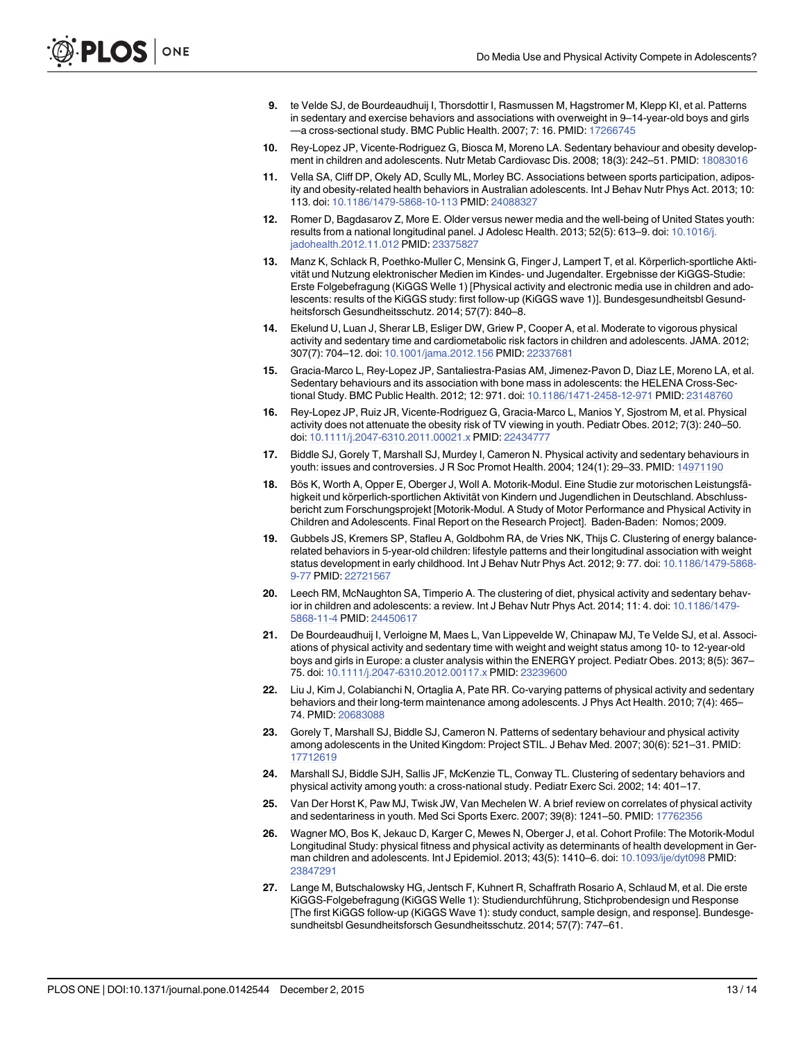9. te Velde SJ, de Bourdeaudhuij I, Thorsdottir I, Rasmussen M, Hagstromer M, Klepp KI, et al. Patterns in sedentary and exercise behaviors and associations with overweight in 9–14-year-old boys and girls —a cross-sectional study. BMC Public Health. 2007; 7: 16. PMID: 17266745

10. Rey-Lopez JP, Vicente-Rodriguez G, Biosca M, Moreno LA. Sedentary behaviour and obesity development in children and adolescents. Nutr Metab Cardiovasc Dis. 2008; 18(3): 242–51. PMID: 18083016

11. Vella SA, Cliff DP, Okely AD, Scully ML, Morley BC. Associations between sports participation, adiposity and obesity-related health behaviors in Australian adolescents. Int J Behav Nutr Phys Act. 2013; 10: 113. doi: 10.1186/1479-5868-10-113 PMID: 24088327

12. Romer D, Bagdasarov Z, More E. Older versus newer media and the well-being of United States youth: results from a national longitudinal panel. J Adolesc Health. 2013; 52(5): 613–9. doi: 10.1016/j.jadohealth.2012.11.012 PMID: 23375827

13. Manz K, Schlack R, Poethko-Muller C, Mensink G, Finger J, Lampert T, et al. Körperlich-sportliche Aktivität und Nutzung elektronischer Medien im Kindes- und Jugendalter. Ergebnisse der KiGGS-Studie: Erste Folgebefragung (KiGGS Welle 1) [Physical activity and electronic media use in children and adolescents: results of the KiGGS study: first follow-up (KiGGS wave 1)]. Bundesgesundheitsbl Gesundheitsforsch Gesundheitsschutz. 2014; 57(7): 840–8.

14. Ekelund U, Luan J, Sherar LB, Esliger DW, Griew P, Cooper A, et al. Moderate to vigorous physical activity and sedentary time and cardiometabolic risk factors in children and adolescents. JAMA. 2012; 307(7): 704–12. doi: 10.1001/jama.2012.156 PMID: 22337681

15. Gracia-Marco L, Rey-Lopez JP, Santaliestra-Pasias AM, Jimenez-Pavon D, Diaz LE, Moreno LA, et al. Sedentary behaviours and its association with bone mass in adolescents: the HELENA Cross-Sectional Study. BMC Public Health. 2012; 12: 971. doi: 10.1186/1471-2458-12-971 PMID: 23148760

16. Rey-Lopez JP, Ruiz JR, Vicente-Rodriguez G, Gracia-Marco L, Manios Y, Sjostrom M, et al. Physical activity does not attenuate the obesity risk of TV viewing in youth. Pediatr Obes. 2012; 7(3): 240–50. doi: 10.1111/j.2047-6310.2011.00021.x PMID: 22434777

17. Biddle SJ, Gorely T, Marshall SJ, Murdey I, Cameron N. Physical activity and sedentary behaviours in youth: issues and controversies. J R Soc Promot Health. 2004; 124(1): 29–33. PMID: 14971190

18. Bös K, Worth A, Opper E, Oberger J, Woll A. Motorik-Modul. Eine Studie zur motorischen Leistungsfähigkeit und körperlich-sportlichen Aktivität von Kindern und Jugendlichen in Deutschland. Abschlussbericht zum Forschungsprojekt [Motorik-Modul. A Study of Motor Performance and Physical Activity in Children and Adolescents. Final Report on the Research Project]. Baden-Baden: Nomos; 2009.

19. Gubbels JS, Kremers SP, Stafleu A, Goldbohm RA, de Vries NK, Thijs C. Clustering of energy balance-related behaviors in 5-year-old children: lifestyle patterns and their longitudinal association with weight status development in early childhood. Int J Behav Nutr Phys Act. 2012; 9: 77. doi: 10.1186/1479-5868-9-77 PMID: 22721567

20. Leech RM, McNaughton SA, Timperio A. The clustering of diet, physical activity and sedentary behavior in children and adolescents: a review. Int J Behav Nutr Phys Act. 2014; 11: 4. doi: 10.1186/1479-5868-11-4 PMID: 24450617

21. De Bourdeaudhuij I, Verloigne M, Maes L, Van Lippevelde W, Chinapaw MJ, Te Velde SJ, et al. Associations of physical activity and sedentary time with weight and weight status among 10- to 12-year-old boys and girls in Europe: a cluster analysis within the ENERGY project. Pediatr Obes. 2013; 8(5): 367–75. doi: 10.1111/j.2047-6310.2012.00117.x PMID: 23239600

22. Liu J, Kim J, Colabianchi N, Ortaglia A, Pate RR. Co-varying patterns of physical activity and sedentary behaviors and their long-term maintenance among adolescents. J Phys Act Health. 2010; 7(4): 465–74. PMID: 20683088

23. Gorely T, Marshall SJ, Biddle SJ, Cameron N. Patterns of sedentary behaviour and physical activity among adolescents in the United Kingdom: Project STIL. J Behav Med. 2007; 30(6): 521–31. PMID: 17712619

24. Marshall SJ, Biddle SJH, Sallis JF, McKenzie TL, Conway TL. Clustering of sedentary behaviors and physical activity among youth: a cross-national study. Pediatr Exerc Sci. 2002; 14: 401–17.

25. Van Der Horst K, Paw MJ, Twisk JW, Van Mechelen W. A brief review on correlates of physical activity and sedentariness in youth. Med Sci Sports Exerc. 2007; 39(8): 1241–50. PMID: 17762356

26. Wagner MO, Bos K, Jekauc D, Karger C, Mewes N, Oberger J, et al. Cohort Profile: The Motorik-Modul Longitudinal Study: physical fitness and physical activity as determinants of health development in German children and adolescents. Int J Epidemiol. 2013; 43(5): 1410–6. doi: 10.1093/ije/dyt098 PMID: 23847291

27. Lange M, Butschalowsky HG, Jentsch F, Kuhnert R, Schaffrath Rosario A, Schlaud M, et al. Die erste KiGGS-Folgebefragung (KiGGS Welle 1): Studiendurchführung, Stichprobendesign und Response [The first KiGGS follow-up (KiGGS Wave 1): study conduct, sample design, and response]. Bundesgesundheitsbl Gesundheitsforsch Gesundheitsschutz. 2014; 57(7): 747–61.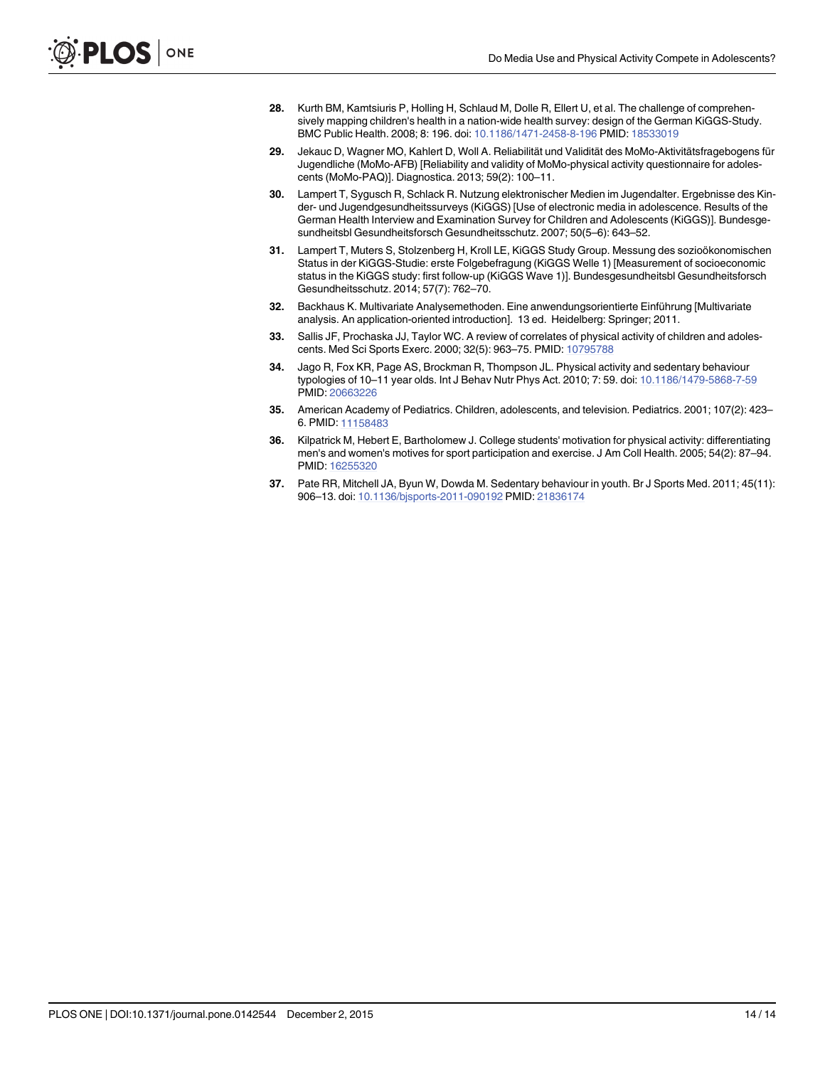28. Kurth BM, Kamtsiuris P, Holling H, Schlaud M, Dolle R, Ellert U, et al. The challenge of comprehensively mapping children's health in a nation-wide health survey: design of the German KiGGS-Study. BMC Public Health. 2008; 8: 196. doi: 10.1186/1471-2458-8-196 PMID: 18533019

29. Jekauc D, Wagner MO, Kahlert D, Woll A. Reliabilität und Validität des MoMo-Aktivitätsfragebogens für Jugendliche (MoMo-AFB) [Reliability and validity of MoMo-physical activity questionnaire for adolescents (MoMo-PAQ)]. Diagnostica. 2013; 59(2): 100–11.

30. Lampert T, Sygusch R, Schlack R. Nutzung elektronischer Medien im Jugendalter. Ergebnisse des Kinder- und Jugendgesundheitssurveys (KiGGS) [Use of electronic media in adolescence. Results of the German Health Interview and Examination Survey for Children and Adolescents (KiGGS)]. Bundesgesundheitsbl Gesundheitsforsch Gesundheitsschutz. 2007; 50(5–6): 643–52.

31. Lampert T, Muters S, Stolzenberg H, Kroll LE, KiGGS Study Group. Messung des sozioökonomischen Status in der KiGGS-Studie: erste Folgebefragung (KiGGS Welle 1) [Measurement of socioeconomic status in the KiGGS study: first follow-up (KiGGS Wave 1)]. Bundesgesundheitsbl Gesundheitsforsch Gesundheitsschutz. 2014; 57(7): 762–70.

32. Backhaus K. Multivariate Analysemethoden. Eine anwendungsorientierte Einführung [Multivariate analysis. An application-oriented introduction]. 13 ed. Heidelberg: Springer; 2011.

33. Sallis JF, Prochaska JJ, Taylor WC. A review of correlates of physical activity of children and adolescents. Med Sci Sports Exerc. 2000; 32(5): 963–75. PMID: 10795788

34. Jago R, Fox KR, Page AS, Brockman R, Thompson JL. Physical activity and sedentary behaviour typologies of 10–11 year olds. Int J Behav Nutr Phys Act. 2010; 7: 59. doi: 10.1186/1479-5868-7-59 PMID: 20663226

35. American Academy of Pediatrics. Children, adolescents, and television. Pediatrics. 2001; 107(2): 423–6. PMID: 11158483

36. Kilpatrick M, Hebert E, Bartholomew J. College students' motivation for physical activity: differentiating men's and women's motives for sport participation and exercise. J Am Coll Health. 2005; 54(2): 87–94. PMID: 16255320

37. Pate RR, Mitchell JA, Byun W, Dowda M. Sedentary behaviour in youth. Br J Sports Med. 2011; 45(11): 906–13. doi: 10.1136/bjsports-2011-090192 PMID: 21836174